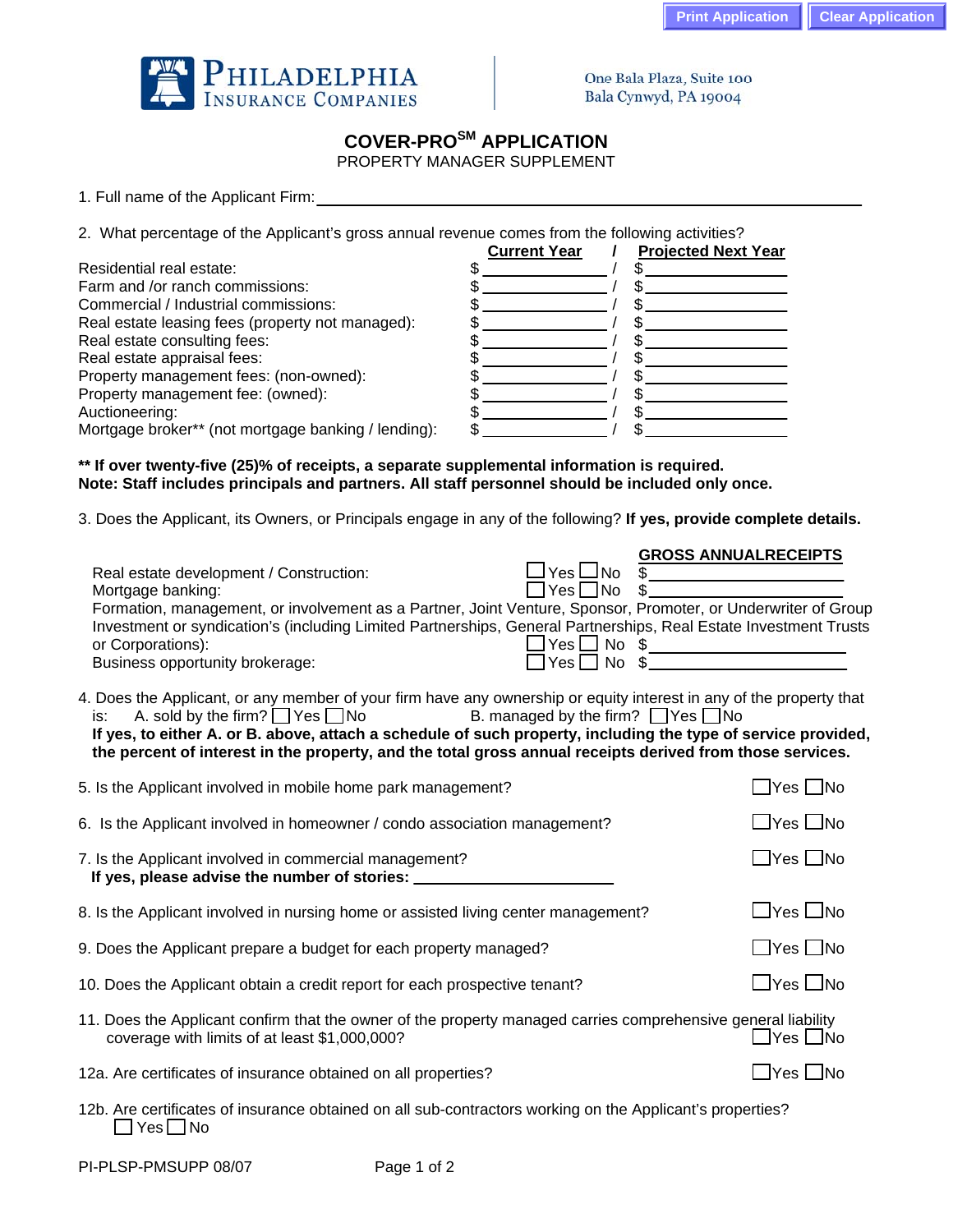Print Application | Clear Application

PHILADELPHIA INSURANCE COMPANIES

One Bala Plaza, Suite 100
Bala Cynwyd, PA 19004

# COVER-PRO[SM] APPLICATION

PROPERTY MANAGER SUPPLEMENT

1. Full name of the Applicant Firm: ______________________________

2. What percentage of the Applicant's gross annual revenue comes from the following activities?

| | Current Year | / | Projected Next Year |
|---|---|---|---|
| Residential real estate: | $ ________ | / | $ ________ |
| Farm and /or ranch commissions: | $ ________ | / | $ ________ |
| Commercial / Industrial commissions: | $ ________ | / | $ ________ |
| Real estate leasing fees (property not managed): | $ ________ | / | $ ________ |
| Real estate consulting fees: | $ ________ | / | $ ________ |
| Real estate appraisal fees: | $ ________ | / | $ ________ |
| Property management fees: (non-owned): | $ ________ | / | $ ________ |
| Property management fee: (owned): | $ ________ | / | $ ________ |
| Auctioneering: | $ ________ | / | $ ________ |
| Mortgage broker** (not mortgage banking / lending): | $ ________ | / | $ ________ |

**\*\* If over twenty-five (25)% of receipts, a separate supplemental information is required.**
**Note: Staff includes principals and partners. All staff personnel should be included only once.**

3. Does the Applicant, its Owners, or Principals engage in any of the following? **If yes, provide complete details.**

| | | GROSS ANNUALRECEIPTS |
|---|---|---|
| Real estate development / Construction: | ☐ Yes ☐ No | $ ________ |
| Mortgage banking: | ☐ Yes ☐ No | $ ________ |
| Formation, management, or involvement as a Partner, Joint Venture, Sponsor, Promoter, or Underwriter of Group Investment or syndication's (including Limited Partnerships, General Partnerships, Real Estate Investment Trusts or Corporations): | ☐ Yes ☐ No | $ ________ |
| Business opportunity brokerage: | ☐ Yes ☐ No | $ ________ |

4. Does the Applicant, or any member of your firm have any ownership or equity interest in any of the property that is: A. sold by the firm? ☐ Yes ☐ No B. managed by the firm? ☐ Yes ☐ No
**If yes, to either A. or B. above, attach a schedule of such property, including the type of service provided, the percent of interest in the property, and the total gross annual receipts derived from those services.**

5. Is the Applicant involved in mobile home park management? ☐ Yes ☐ No

6. Is the Applicant involved in homeowner / condo association management? ☐ Yes ☐ No

7. Is the Applicant involved in commercial management? ☐ Yes ☐ No
**If yes, please advise the number of stories:** ________

8. Is the Applicant involved in nursing home or assisted living center management? ☐ Yes ☐ No

9. Does the Applicant prepare a budget for each property managed? ☐ Yes ☐ No

10. Does the Applicant obtain a credit report for each prospective tenant? ☐ Yes ☐ No

11. Does the Applicant confirm that the owner of the property managed carries comprehensive general liability coverage with limits of at least $1,000,000? ☐ Yes ☐ No

12a. Are certificates of insurance obtained on all properties? ☐ Yes ☐ No

12b. Are certificates of insurance obtained on all sub-contractors working on the Applicant's properties? ☐ Yes ☐ No

PI-PLSP-PMSUPP 08/07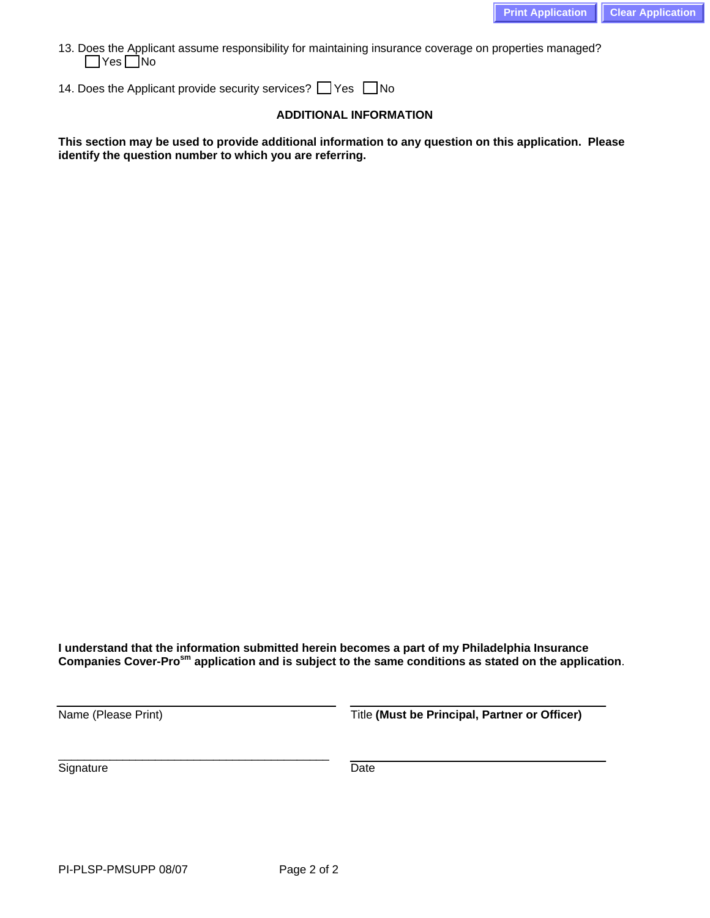13. Does the Applicant assume responsibility for maintaining insurance coverage on properties managed?
☐ Yes ☐ No

14. Does the Applicant provide security services? ☐ Yes ☐ No

**ADDITIONAL INFORMATION**

**This section may be used to provide additional information to any question on this application. Please identify the question number to which you are referring.**

**I understand that the information submitted herein becomes a part of my Philadelphia Insurance Companies Cover-Pro$^{sm}$ application and is subject to the same conditions as stated on the application**.

| | |
|---|---|
| Name (Please Print) | Title **(Must be Principal, Partner or Officer)** |
| Signature | Date |

PI-PLSP-PMSUPP 08/07